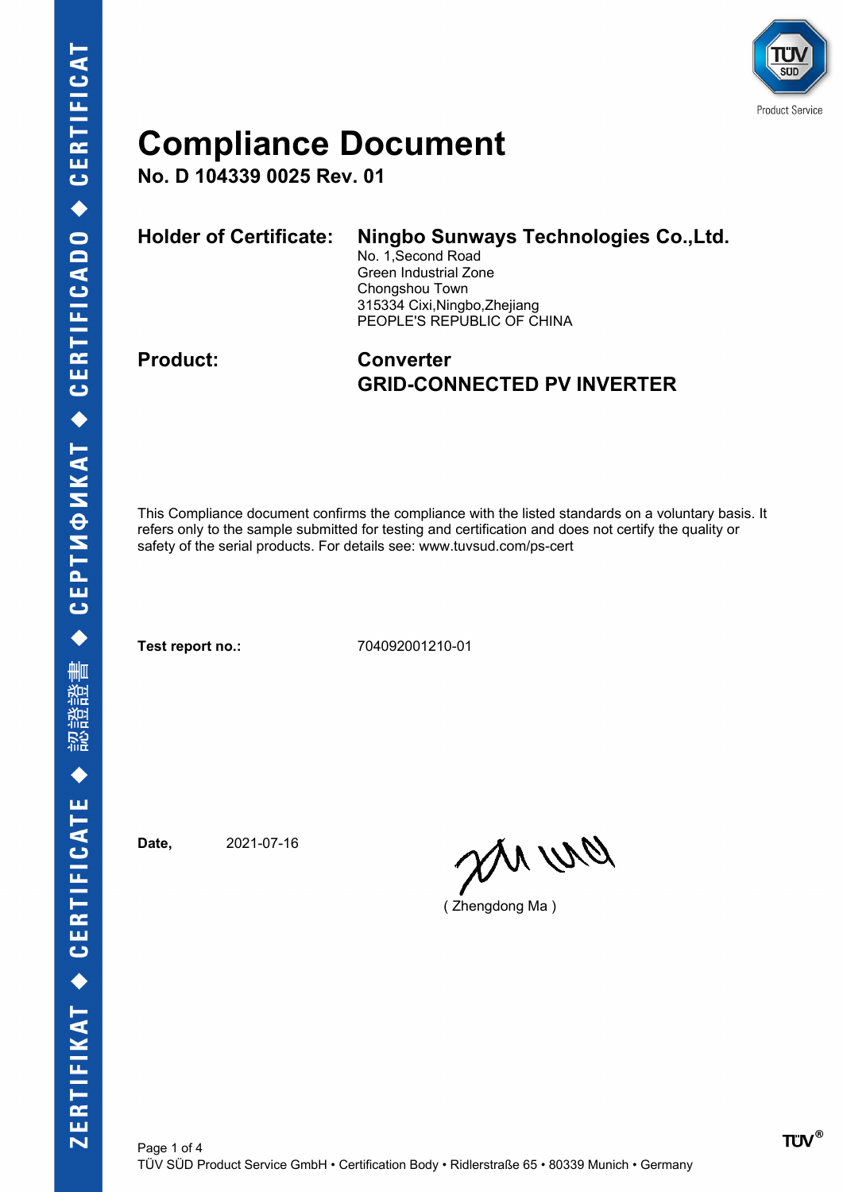# Compliance Document

**No. D 104339 0025 Rev. 01**

**Holder of Certificate:** **Ningbo Sunways Technologies Co.,Ltd.**
No. 1,Second Road
Green Industrial Zone
Chongshou Town
315334 Cixi,Ningbo,Zhejiang
PEOPLE'S REPUBLIC OF CHINA

**Product:** **Converter**
**GRID-CONNECTED PV INVERTER**

This Compliance document confirms the compliance with the listed standards on a voluntary basis. It refers only to the sample submitted for testing and certification and does not certify the quality or safety of the serial products. For details see: www.tuvsud.com/ps-cert

**Test report no.:** 704092001210-01

**Date,** 2021-07-16

( Zhengdong Ma )

TÜV SÜD Product Service GmbH • Certification Body • Ridlerstraße 65 • 80339 Munich • Germany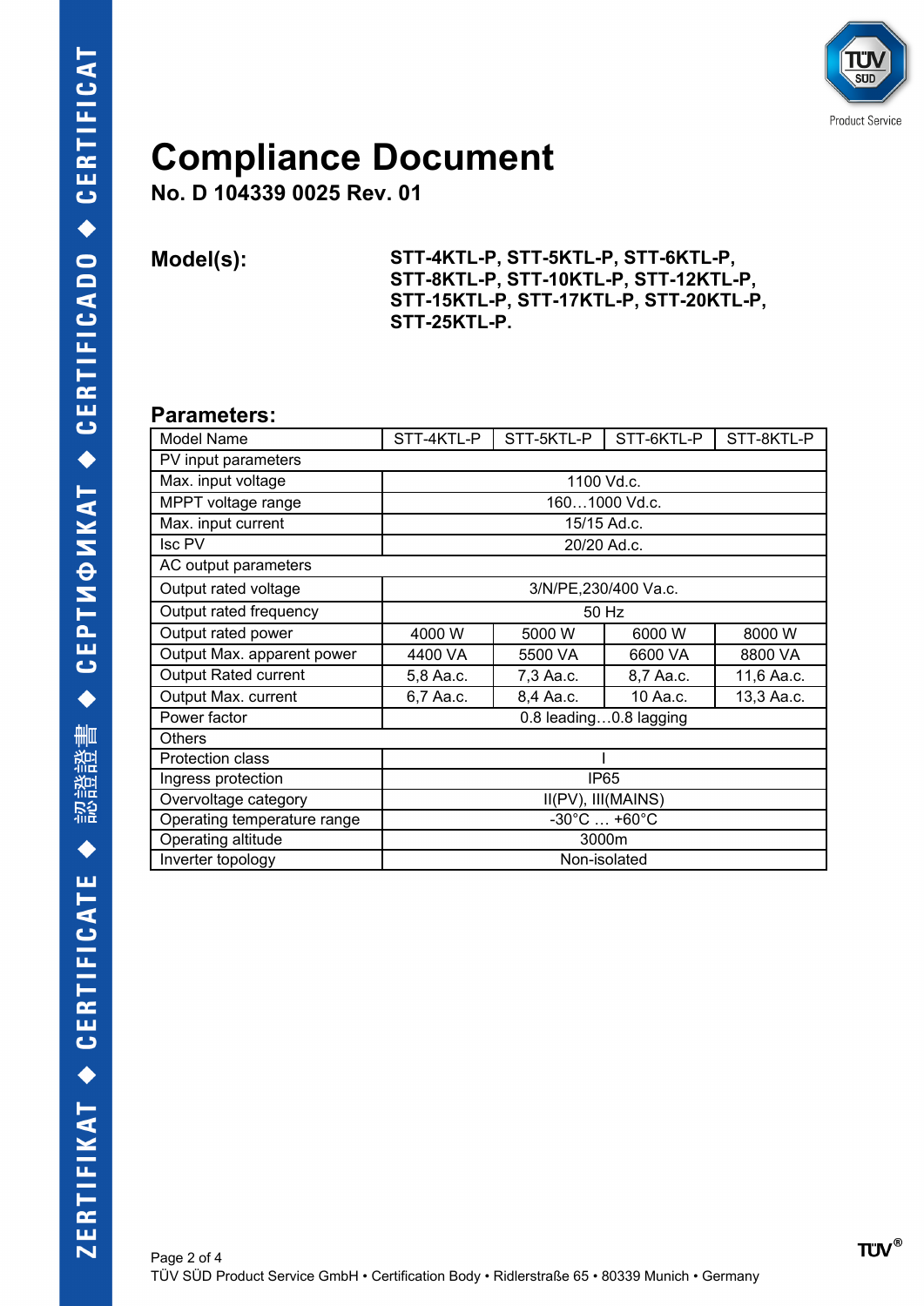# Compliance Document

**No. D 104339 0025 Rev. 01**

**Model(s):** **STT-4KTL-P, STT-5KTL-P, STT-6KTL-P, STT-8KTL-P, STT-10KTL-P, STT-12KTL-P, STT-15KTL-P, STT-17KTL-P, STT-20KTL-P, STT-25KTL-P.**

## Parameters:

| Model Name | STT-4KTL-P | STT-5KTL-P | STT-6KTL-P | STT-8KTL-P |
|---|---|---|---|---|
| PV input parameters | | | | |
| Max. input voltage | 1100 Vd.c. | | | |
| MPPT voltage range | 160…1000 Vd.c. | | | |
| Max. input current | 15/15 Ad.c. | | | |
| Isc PV | 20/20 Ad.c. | | | |
| AC output parameters | | | | |
| Output rated voltage | 3/N/PE,230/400 Va.c. | | | |
| Output rated frequency | 50 Hz | | | |
| Output rated power | 4000 W | 5000 W | 6000 W | 8000 W |
| Output Max. apparent power | 4400 VA | 5500 VA | 6600 VA | 8800 VA |
| Output Rated current | 5,8 Aa.c. | 7,3 Aa.c. | 8,7 Aa.c. | 11,6 Aa.c. |
| Output Max. current | 6,7 Aa.c. | 8,4 Aa.c. | 10 Aa.c. | 13,3 Aa.c. |
| Power factor | 0.8 leading…0.8 lagging | | | |
| Others | | | | |
| Protection class | I | | | |
| Ingress protection | IP65 | | | |
| Overvoltage category | II(PV), III(MAINS) | | | |
| Operating temperature range | -30°C … +60°C | | | |
| Operating altitude | 3000m | | | |
| Inverter topology | Non-isolated | | | |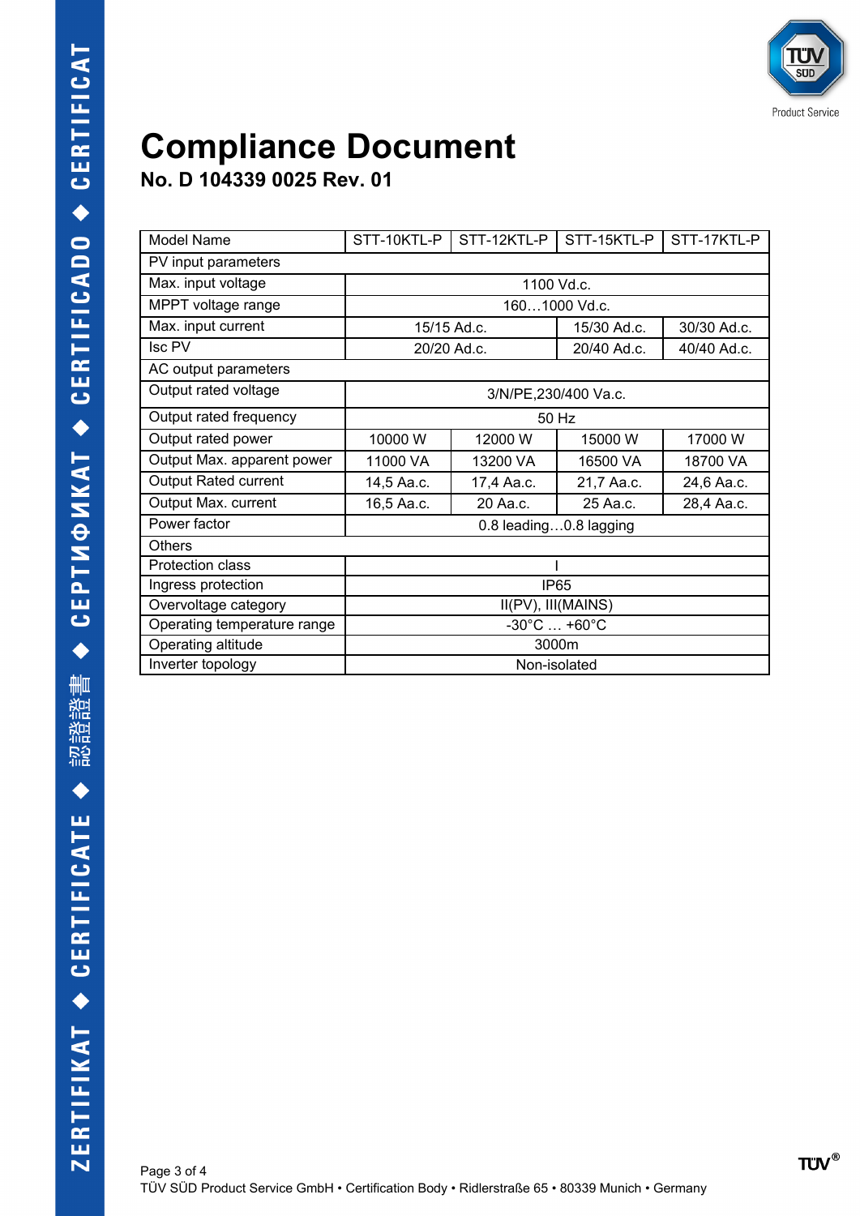# Compliance Document

## No. D 104339 0025 Rev. 01

| Model Name | STT-10KTL-P | STT-12KTL-P | STT-15KTL-P | STT-17KTL-P |
|---|---|---|---|---|
| PV input parameters | | | | |
| Max. input voltage | 1100 Vd.c. | | | |
| MPPT voltage range | 160…1000 Vd.c. | | | |
| Max. input current | 15/15 Ad.c. | | 15/30 Ad.c. | 30/30 Ad.c. |
| Isc PV | 20/20 Ad.c. | | 20/40 Ad.c. | 40/40 Ad.c. |
| AC output parameters | | | | |
| Output rated voltage | 3/N/PE,230/400 Va.c. | | | |
| Output rated frequency | 50 Hz | | | |
| Output rated power | 10000 W | 12000 W | 15000 W | 17000 W |
| Output Max. apparent power | 11000 VA | 13200 VA | 16500 VA | 18700 VA |
| Output Rated current | 14,5 Aa.c. | 17,4 Aa.c. | 21,7 Aa.c. | 24,6 Aa.c. |
| Output Max. current | 16,5 Aa.c. | 20 Aa.c. | 25 Aa.c. | 28,4 Aa.c. |
| Power factor | 0.8 leading…0.8 lagging | | | |
| Others | | | | |
| Protection class | I | | | |
| Ingress protection | IP65 | | | |
| Overvoltage category | II(PV), III(MAINS) | | | |
| Operating temperature range | -30°C … +60°C | | | |
| Operating altitude | 3000m | | | |
| Inverter topology | Non-isolated | | | |

TÜV SÜD Product Service GmbH • Certification Body • Ridlerstraße 65 • 80339 Munich • Germany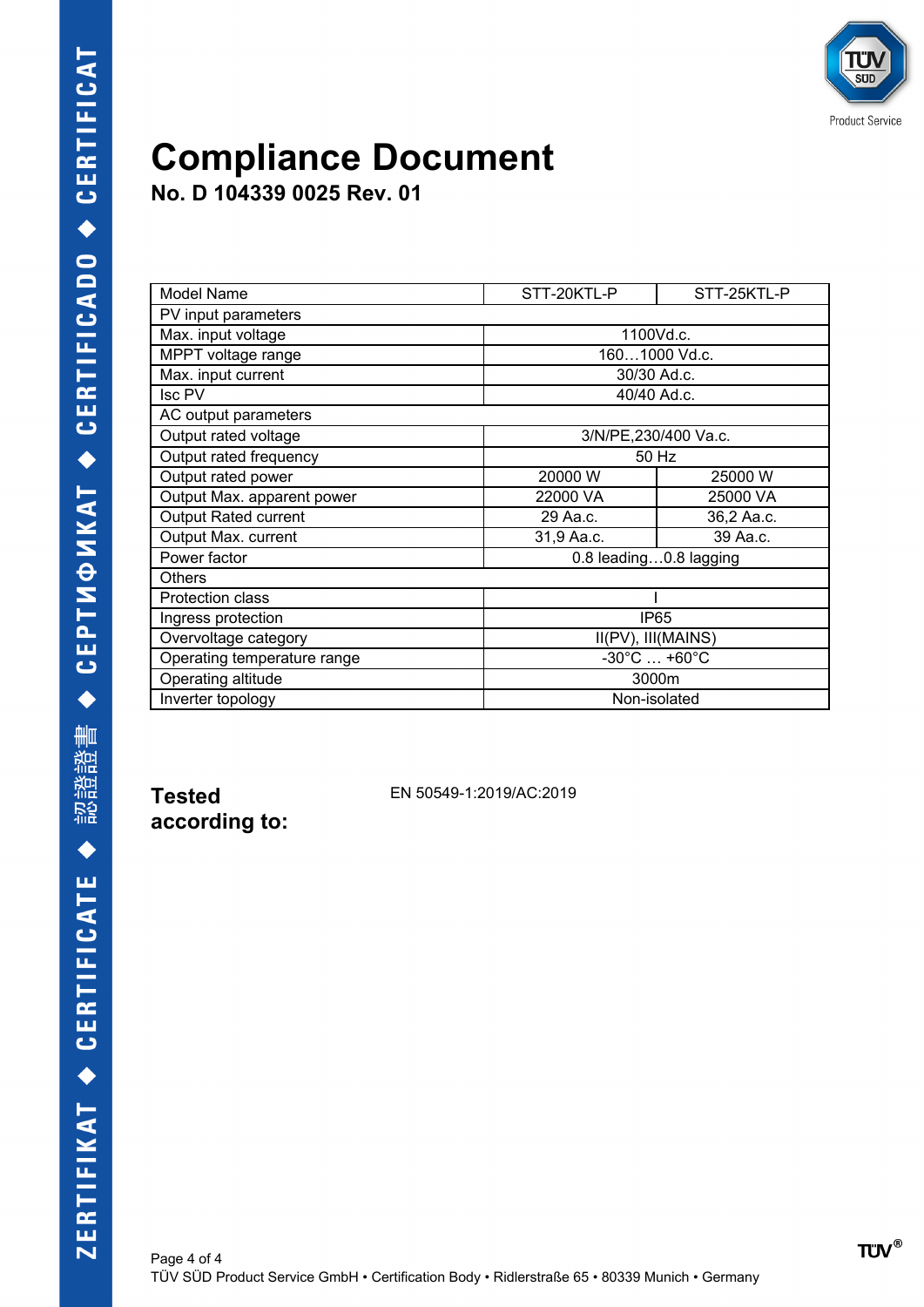# Compliance Document

## No. D 104339 0025 Rev. 01

| Model Name | STT-20KTL-P | STT-25KTL-P |
|---|---|---|
| PV input parameters | | |
| Max. input voltage | 1100Vd.c. | |
| MPPT voltage range | 160…1000 Vd.c. | |
| Max. input current | 30/30 Ad.c. | |
| Isc PV | 40/40 Ad.c. | |
| AC output parameters | | |
| Output rated voltage | 3/N/PE,230/400 Va.c. | |
| Output rated frequency | 50 Hz | |
| Output rated power | 20000 W | 25000 W |
| Output Max. apparent power | 22000 VA | 25000 VA |
| Output Rated current | 29 Aa.c. | 36,2 Aa.c. |
| Output Max. current | 31,9 Aa.c. | 39 Aa.c. |
| Power factor | 0.8 leading…0.8 lagging | |
| Others | | |
| Protection class | I | |
| Ingress protection | IP65 | |
| Overvoltage category | II(PV), III(MAINS) | |
| Operating temperature range | -30°C … +60°C | |
| Operating altitude | 3000m | |
| Inverter topology | Non-isolated | |

**Tested according to:** EN 50549-1:2019/AC:2019

TÜV SÜD Product Service GmbH • Certification Body • Ridlerstraße 65 • 80339 Munich • Germany